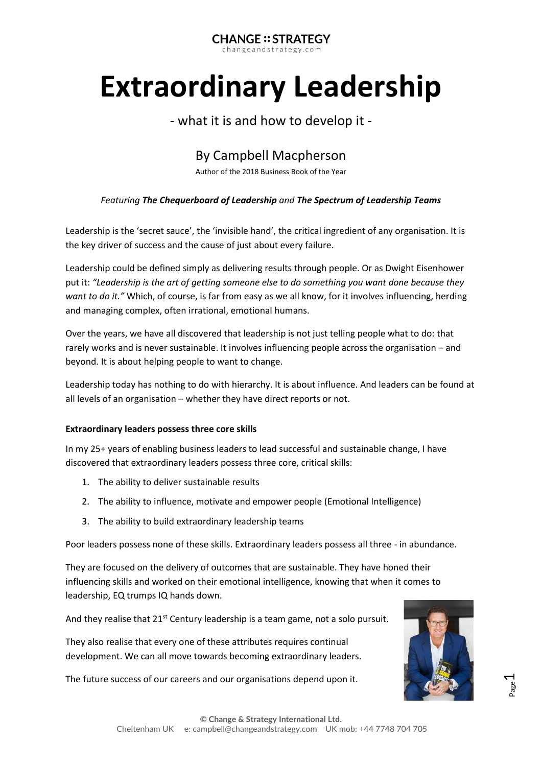CHANGE :: STRATEGY
changeandstrategy.com

# Extraordinary Leadership

- what it is and how to develop it -

By Campbell Macpherson

Author of the 2018 Business Book of the Year

*Featuring **The Chequerboard of Leadership** and **The Spectrum of Leadership Teams***

Leadership is the 'secret sauce', the 'invisible hand', the critical ingredient of any organisation. It is the key driver of success and the cause of just about every failure.

Leadership could be defined simply as delivering results through people. Or as Dwight Eisenhower put it: *"Leadership is the art of getting someone else to do something you want done because they want to do it."* Which, of course, is far from easy as we all know, for it involves influencing, herding and managing complex, often irrational, emotional humans.

Over the years, we have all discovered that leadership is not just telling people what to do: that rarely works and is never sustainable. It involves influencing people across the organisation – and beyond. It is about helping people to want to change.

Leadership today has nothing to do with hierarchy. It is about influence. And leaders can be found at all levels of an organisation – whether they have direct reports or not.

**Extraordinary leaders possess three core skills**

In my 25+ years of enabling business leaders to lead successful and sustainable change, I have discovered that extraordinary leaders possess three core, critical skills:

1. The ability to deliver sustainable results
2. The ability to influence, motivate and empower people (Emotional Intelligence)
3. The ability to build extraordinary leadership teams

Poor leaders possess none of these skills. Extraordinary leaders possess all three - in abundance.

They are focused on the delivery of outcomes that are sustainable. They have honed their influencing skills and worked on their emotional intelligence, knowing that when it comes to leadership, EQ trumps IQ hands down.

And they realise that 21st Century leadership is a team game, not a solo pursuit.

They also realise that every one of these attributes requires continual development. We can all move towards becoming extraordinary leaders.

The future success of our careers and our organisations depend upon it.

© Change & Strategy International Ltd.
Cheltenham UK e: campbell@changeandstrategy.com UK mob: +44 7748 704 705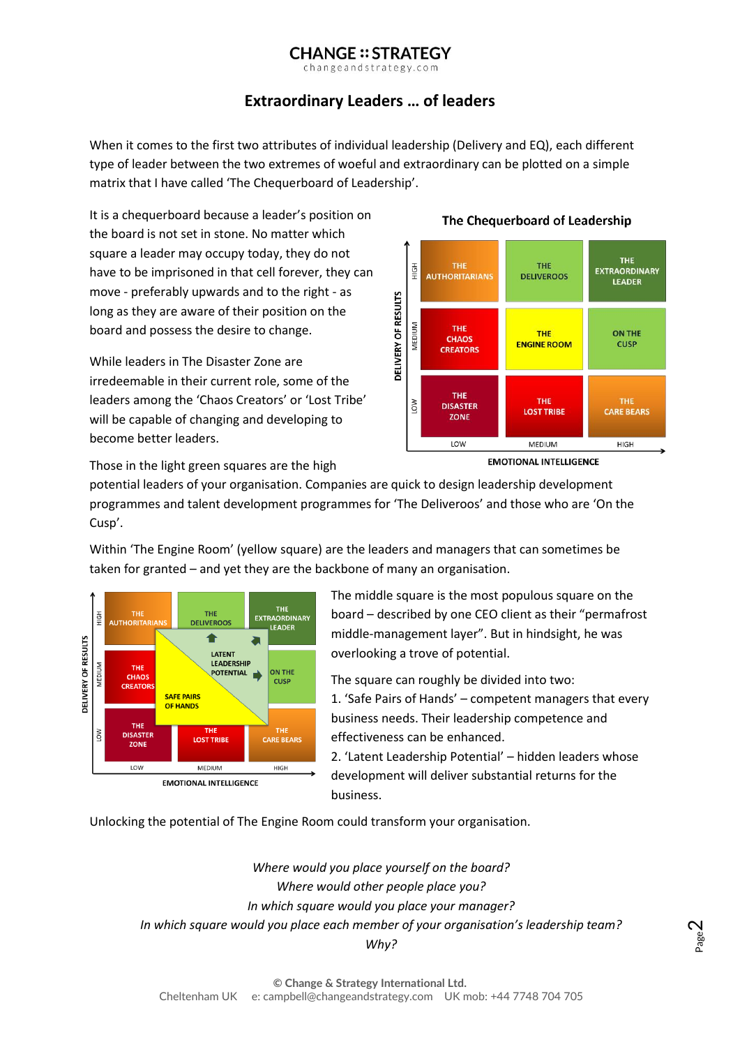## Extraordinary Leaders … of leaders

When it comes to the first two attributes of individual leadership (Delivery and EQ), each different type of leader between the two extremes of woeful and extraordinary can be plotted on a simple matrix that I have called 'The Chequerboard of Leadership'.

It is a chequerboard because a leader's position on the board is not set in stone. No matter which square a leader may occupy today, they do not have to be imprisoned in that cell forever, they can move - preferably upwards and to the right - as long as they are aware of their position on the board and possess the desire to change.

**The Chequerboard of Leadership**

| DELIVERY OF RESULTS / EMOTIONAL INTELLIGENCE | LOW | MEDIUM | HIGH |
|---|---|---|---|
| HIGH | THE AUTHORITARIANS | THE DELIVEROOS | THE EXTRAORDINARY LEADER |
| MEDIUM | THE CHAOS CREATORS | THE ENGINE ROOM | ON THE CUSP |
| LOW | THE DISASTER ZONE | THE LOST TRIBE | THE CARE BEARS |

While leaders in The Disaster Zone are irredeemable in their current role, some of the leaders among the 'Chaos Creators' or 'Lost Tribe' will be capable of changing and developing to become better leaders.

Those in the light green squares are the high potential leaders of your organisation. Companies are quick to design leadership development programmes and talent development programmes for 'The Deliveroos' and those who are 'On the Cusp'.

Within 'The Engine Room' (yellow square) are the leaders and managers that can sometimes be taken for granted – and yet they are the backbone of many an organisation.

The middle square is the most populous square on the board – described by one CEO client as their "permafrost middle-management layer". But in hindsight, he was overlooking a trove of potential.

The square can roughly be divided into two:

1. 'Safe Pairs of Hands' – competent managers that every business needs. Their leadership competence and effectiveness can be enhanced.
2. 'Latent Leadership Potential' – hidden leaders whose development will deliver substantial returns for the business.

Unlocking the potential of The Engine Room could transform your organisation.

*Where would you place yourself on the board?*
*Where would other people place you?*
*In which square would you place your manager?*
*In which square would you place each member of your organisation's leadership team?*
*Why?*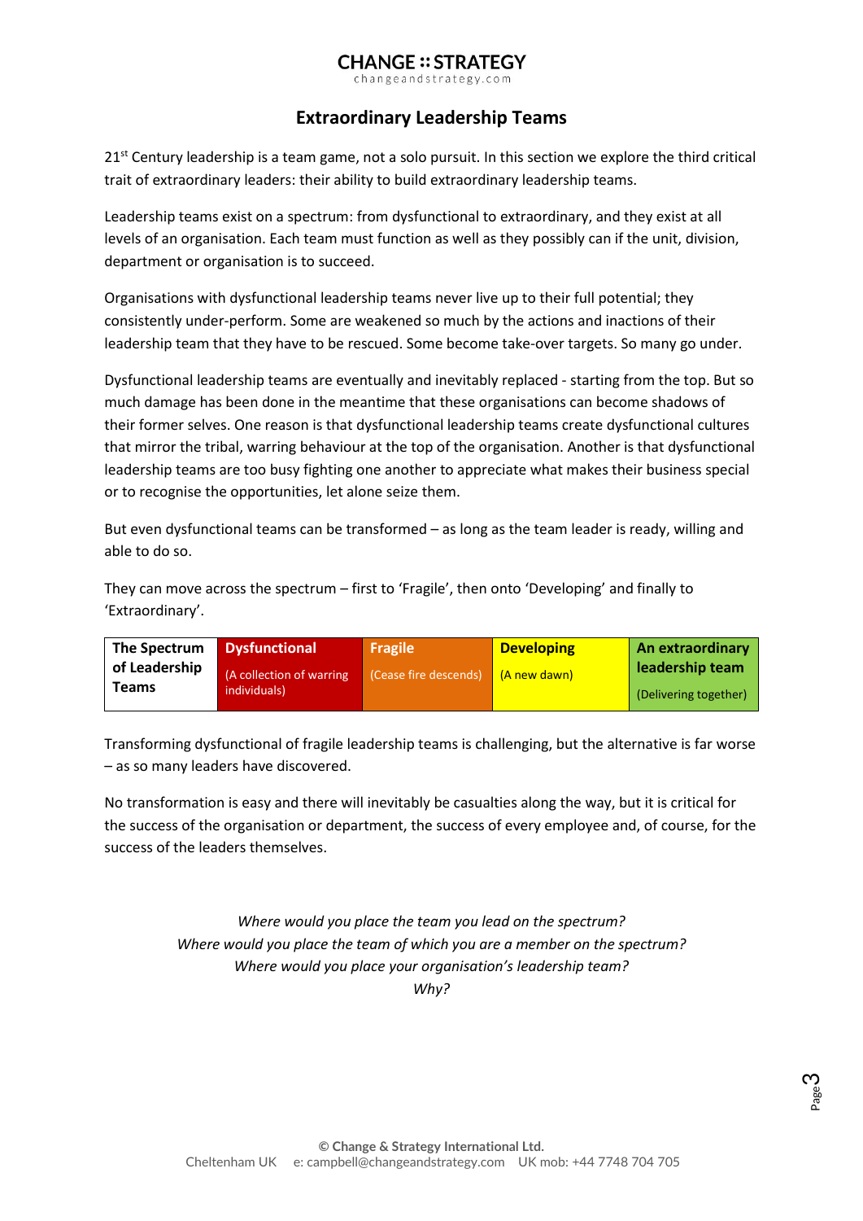# Extraordinary Leadership Teams

21st Century leadership is a team game, not a solo pursuit. In this section we explore the third critical trait of extraordinary leaders: their ability to build extraordinary leadership teams.

Leadership teams exist on a spectrum: from dysfunctional to extraordinary, and they exist at all levels of an organisation. Each team must function as well as they possibly can if the unit, division, department or organisation is to succeed.

Organisations with dysfunctional leadership teams never live up to their full potential; they consistently under-perform. Some are weakened so much by the actions and inactions of their leadership team that they have to be rescued. Some become take-over targets. So many go under.

Dysfunctional leadership teams are eventually and inevitably replaced - starting from the top. But so much damage has been done in the meantime that these organisations can become shadows of their former selves. One reason is that dysfunctional leadership teams create dysfunctional cultures that mirror the tribal, warring behaviour at the top of the organisation. Another is that dysfunctional leadership teams are too busy fighting one another to appreciate what makes their business special or to recognise the opportunities, let alone seize them.

But even dysfunctional teams can be transformed – as long as the team leader is ready, willing and able to do so.

They can move across the spectrum – first to 'Fragile', then onto 'Developing' and finally to 'Extraordinary'.

| The Spectrum of Leadership Teams | Dysfunctional | Fragile | Developing | An extraordinary leadership team |
|---|---|---|---|---|
| | (A collection of warring individuals) | (Cease fire descends) | (A new dawn) | (Delivering together) |

Transforming dysfunctional of fragile leadership teams is challenging, but the alternative is far worse – as so many leaders have discovered.

No transformation is easy and there will inevitably be casualties along the way, but it is critical for the success of the organisation or department, the success of every employee and, of course, for the success of the leaders themselves.

*Where would you place the team you lead on the spectrum?*
*Where would you place the team of which you are a member on the spectrum?*
*Where would you place your organisation's leadership team?*
*Why?*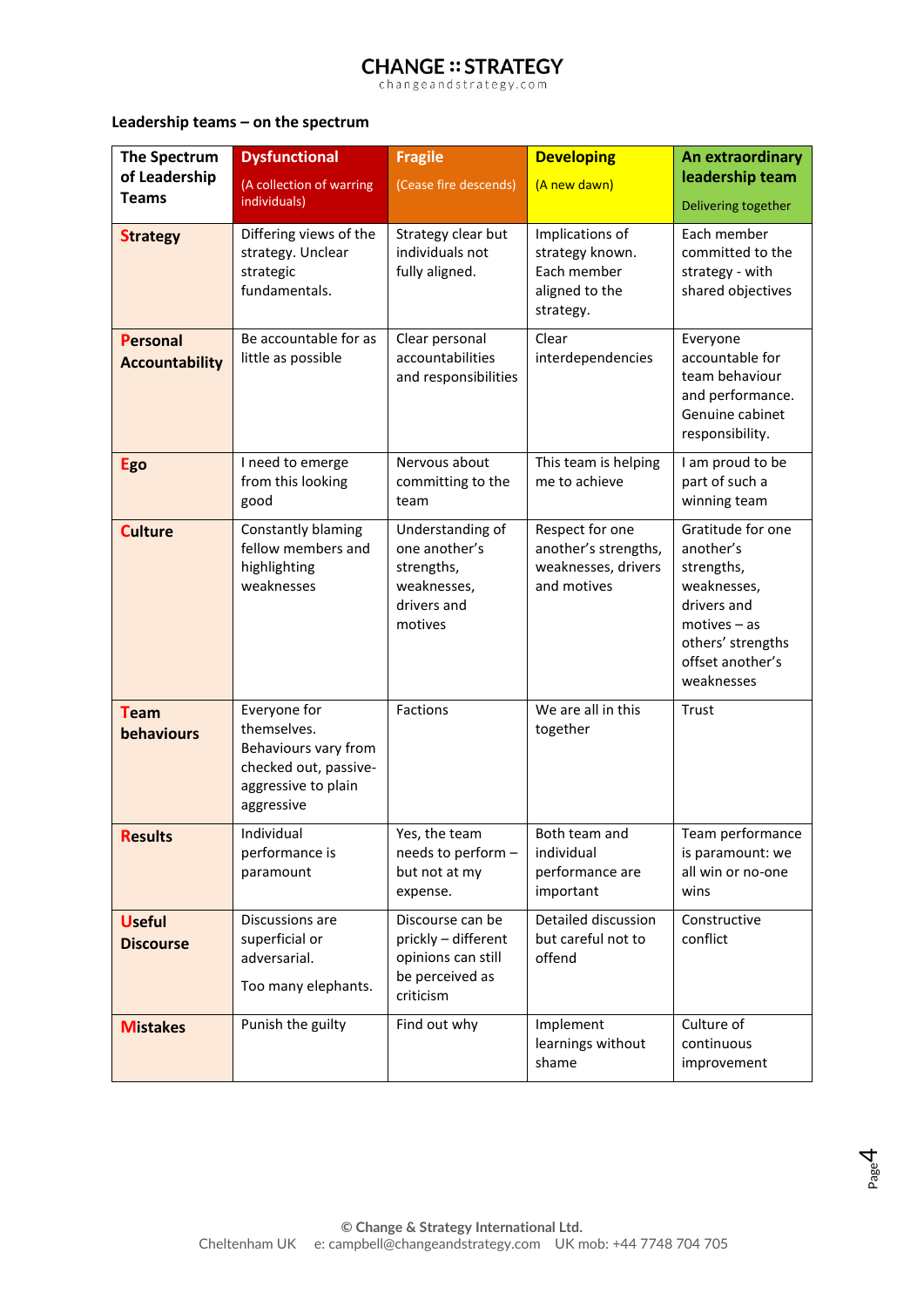CHANGE :: STRATEGY
changeandstrategy.com

**Leadership teams – on the spectrum**

| The Spectrum of Leadership Teams | Dysfunctional (A collection of warring individuals) | Fragile (Cease fire descends) | Developing (A new dawn) | An extraordinary leadership team Delivering together |
|---|---|---|---|---|
| **Strategy** | Differing views of the strategy. Unclear strategic fundamentals. | Strategy clear but individuals not fully aligned. | Implications of strategy known. Each member aligned to the strategy. | Each member committed to the strategy - with shared objectives |
| **Personal Accountability** | Be accountable for as little as possible | Clear personal accountabilities and responsibilities | Clear interdependencies | Everyone accountable for team behaviour and performance. Genuine cabinet responsibility. |
| **Ego** | I need to emerge from this looking good | Nervous about committing to the team | This team is helping me to achieve | I am proud to be part of such a winning team |
| **Culture** | Constantly blaming fellow members and highlighting weaknesses | Understanding of one another's strengths, weaknesses, drivers and motives | Respect for one another's strengths, weaknesses, drivers and motives | Gratitude for one another's strengths, weaknesses, drivers and motives – as others' strengths offset another's weaknesses |
| **Team behaviours** | Everyone for themselves. Behaviours vary from checked out, passive-aggressive to plain aggressive | Factions | We are all in this together | Trust |
| **Results** | Individual performance is paramount | Yes, the team needs to perform – but not at my expense. | Both team and individual performance are important | Team performance is paramount: we all win or no-one wins |
| **Useful Discourse** | Discussions are superficial or adversarial. Too many elephants. | Discourse can be prickly – different opinions can still be perceived as criticism | Detailed discussion but careful not to offend | Constructive conflict |
| **Mistakes** | Punish the guilty | Find out why | Implement learnings without shame | Culture of continuous improvement |

© Change & Strategy International Ltd.
Cheltenham UK e: campbell@changeandstrategy.com UK mob: +44 7748 704 705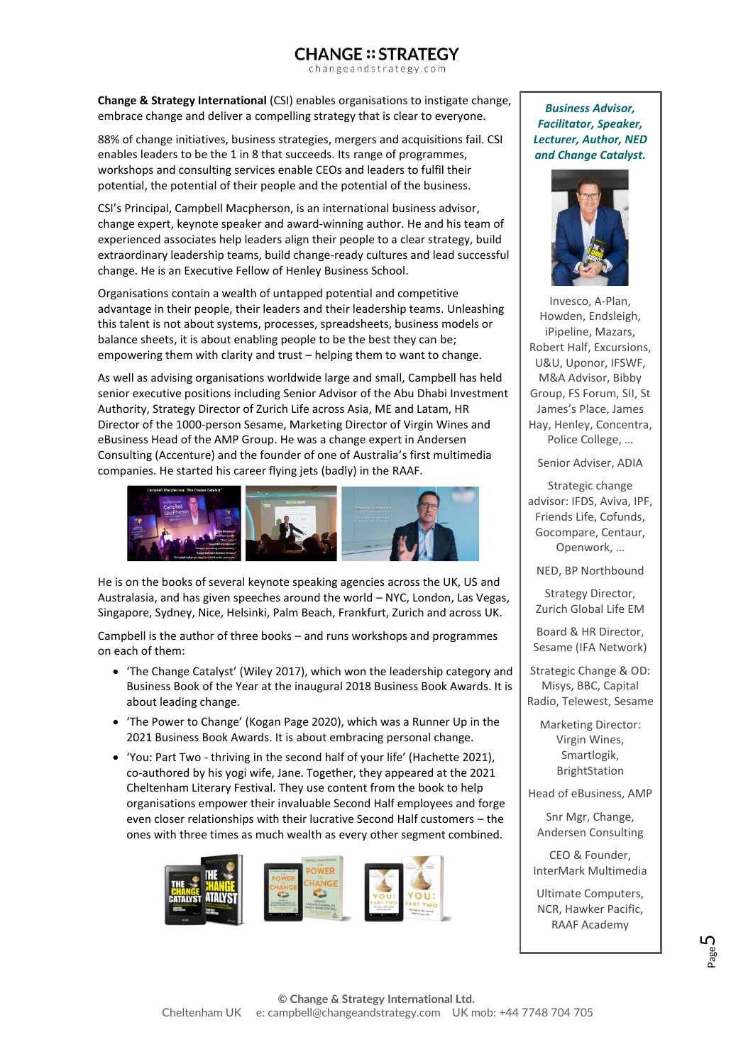# CHANGE :: STRATEGY

changeandstrategy.com

**Change & Strategy International** (CSI) enables organisations to instigate change, embrace change and deliver a compelling strategy that is clear to everyone.

88% of change initiatives, business strategies, mergers and acquisitions fail. CSI enables leaders to be the 1 in 8 that succeeds. Its range of programmes, workshops and consulting services enable CEOs and leaders to fulfil their potential, the potential of their people and the potential of the business.

CSI's Principal, Campbell Macpherson, is an international business advisor, change expert, keynote speaker and award-winning author. He and his team of experienced associates help leaders align their people to a clear strategy, build extraordinary leadership teams, build change-ready cultures and lead successful change. He is an Executive Fellow of Henley Business School.

Organisations contain a wealth of untapped potential and competitive advantage in their people, their leaders and their leadership teams. Unleashing this talent is not about systems, processes, spreadsheets, business models or balance sheets, it is about enabling people to be the best they can be; empowering them with clarity and trust – helping them to want to change.

As well as advising organisations worldwide large and small, Campbell has held senior executive positions including Senior Advisor of the Abu Dhabi Investment Authority, Strategy Director of Zurich Life across Asia, ME and Latam, HR Director of the 1000-person Sesame, Marketing Director of Virgin Wines and eBusiness Head of the AMP Group. He was a change expert in Andersen Consulting (Accenture) and the founder of one of Australia's first multimedia companies. He started his career flying jets (badly) in the RAAF.

He is on the books of several keynote speaking agencies across the UK, US and Australasia, and has given speeches around the world – NYC, London, Las Vegas, Singapore, Sydney, Nice, Helsinki, Palm Beach, Frankfurt, Zurich and across UK.

Campbell is the author of three books – and runs workshops and programmes on each of them:

- 'The Change Catalyst' (Wiley 2017), which won the leadership category and Business Book of the Year at the inaugural 2018 Business Book Awards. It is about leading change.
- 'The Power to Change' (Kogan Page 2020), which was a Runner Up in the 2021 Business Book Awards. It is about embracing personal change.
- 'You: Part Two - thriving in the second half of your life' (Hachette 2021), co-authored by his yogi wife, Jane. Together, they appeared at the 2021 Cheltenham Literary Festival. They use content from the book to help organisations empower their invaluable Second Half employees and forge even closer relationships with their lucrative Second Half customers – the ones with three times as much wealth as every other segment combined.

***Business Advisor, Facilitator, Speaker, Lecturer, Author, NED and Change Catalyst.***

Invesco, A-Plan, Howden, Endsleigh, iPipeline, Mazars, Robert Half, Excursions, U&U, Uponor, IFSWF, M&A Advisor, Bibby Group, FS Forum, SII, St James's Place, James Hay, Henley, Concentra, Police College, …

Senior Adviser, ADIA

Strategic change advisor: IFDS, Aviva, IPF, Friends Life, Cofunds, Gocompare, Centaur, Openwork, …

NED, BP Northbound

Strategy Director, Zurich Global Life EM

Board & HR Director, Sesame (IFA Network)

Strategic Change & OD: Misys, BBC, Capital Radio, Telewest, Sesame

Marketing Director: Virgin Wines, Smartlogik, BrightStation

Head of eBusiness, AMP

Snr Mgr, Change, Andersen Consulting

CEO & Founder, InterMark Multimedia

Ultimate Computers, NCR, Hawker Pacific, RAAF Academy

**© Change & Strategy International Ltd.**

Cheltenham UK e: campbell@changeandstrategy.com UK mob: +44 7748 704 705